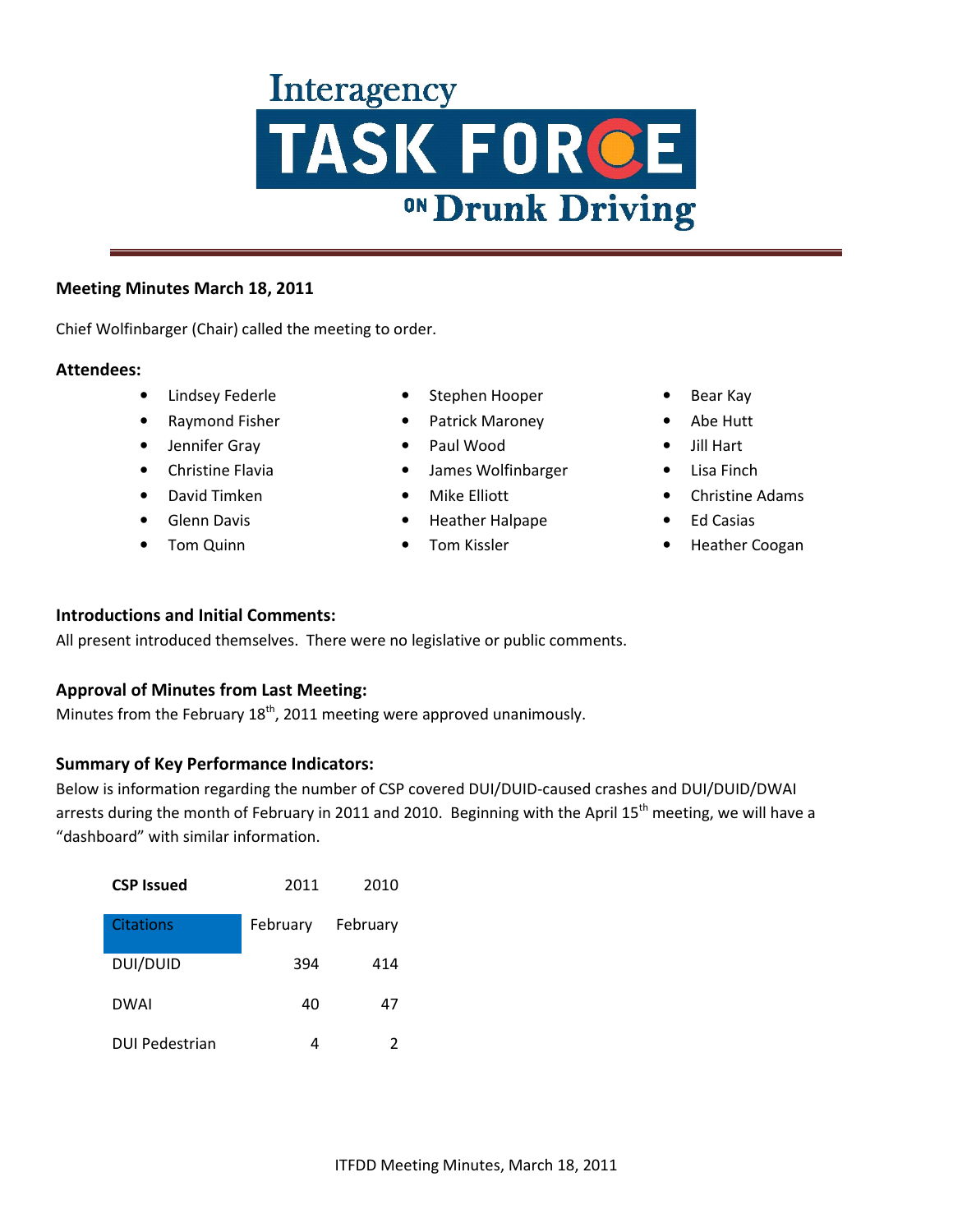# Interagency TASK FORCE ON Drunk Driving

## Meeting Minutes March 18, 2011

Chief Wolfinbarger (Chair) called the meeting to order.

### Attendees:

- Lindsey Federle
- Raymond Fisher
- Jennifer Gray
- Christine Flavia
- David Timken
- Glenn Davis
- Tom Quinn
- Stephen Hooper
- Patrick Maroney
- Paul Wood
- James Wolfinbarger
- Mike Elliott
- Heather Halpape
- Tom Kissler
- Bear Kay
- Abe Hutt
- Jill Hart
- Lisa Finch
- Christine Adams
- Ed Casias
- Heather Coogan

### Introductions and Initial Comments:

All present introduced themselves. There were no legislative or public comments.

### Approval of Minutes from Last Meeting:

Minutes from the February 18th, 2011 meeting were approved unanimously.

### Summary of Key Performance Indicators:

Below is information regarding the number of CSP covered DUI/DUID-caused crashes and DUI/DUID/DWAI arrests during the month of February in 2011 and 2010. Beginning with the April 15th meeting, we will have a "dashboard" with similar information.

| **CSP Issued** | 2011 | 2010 |
|---|---|---|
| Citations | February | February |
| DUI/DUID | 394 | 414 |
| DWAI | 40 | 47 |
| DUI Pedestrian | 4 | 2 |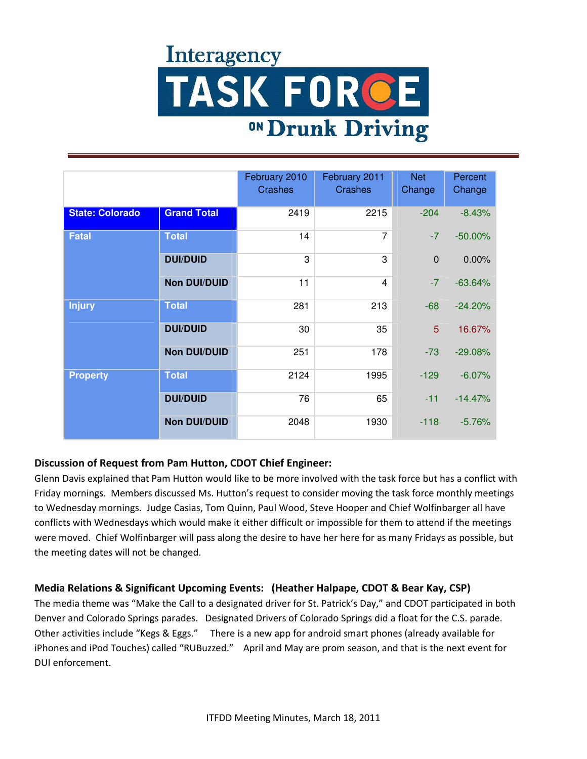# Interagency TASK FORCE ON Drunk Driving

| | | February 2010 Crashes | February 2011 Crashes | Net Change | Percent Change |
|---|---|---|---|---|---|
| **State: Colorado** | **Grand Total** | 2419 | 2215 | -204 | -8.43% |
| **Fatal** | **Total** | 14 | 7 | -7 | -50.00% |
| | **DUI/DUID** | 3 | 3 | 0 | 0.00% |
| | **Non DUI/DUID** | 11 | 4 | -7 | -63.64% |
| **Injury** | **Total** | 281 | 213 | -68 | -24.20% |
| | **DUI/DUID** | 30 | 35 | 5 | 16.67% |
| | **Non DUI/DUID** | 251 | 178 | -73 | -29.08% |
| **Property** | **Total** | 2124 | 1995 | -129 | -6.07% |
| | **DUI/DUID** | 76 | 65 | -11 | -14.47% |
| | **Non DUI/DUID** | 2048 | 1930 | -118 | -5.76% |

**Discussion of Request from Pam Hutton, CDOT Chief Engineer:**

Glenn Davis explained that Pam Hutton would like to be more involved with the task force but has a conflict with Friday mornings. Members discussed Ms. Hutton's request to consider moving the task force monthly meetings to Wednesday mornings. Judge Casias, Tom Quinn, Paul Wood, Steve Hooper and Chief Wolfinbarger all have conflicts with Wednesdays which would make it either difficult or impossible for them to attend if the meetings were moved. Chief Wolfinbarger will pass along the desire to have her here for as many Fridays as possible, but the meeting dates will not be changed.

**Media Relations & Significant Upcoming Events: (Heather Halpape, CDOT & Bear Kay, CSP)**

The media theme was "Make the Call to a designated driver for St. Patrick's Day," and CDOT participated in both Denver and Colorado Springs parades. Designated Drivers of Colorado Springs did a float for the C.S. parade. Other activities include "Kegs & Eggs." There is a new app for android smart phones (already available for iPhones and iPod Touches) called "RUBuzzed." April and May are prom season, and that is the next event for DUI enforcement.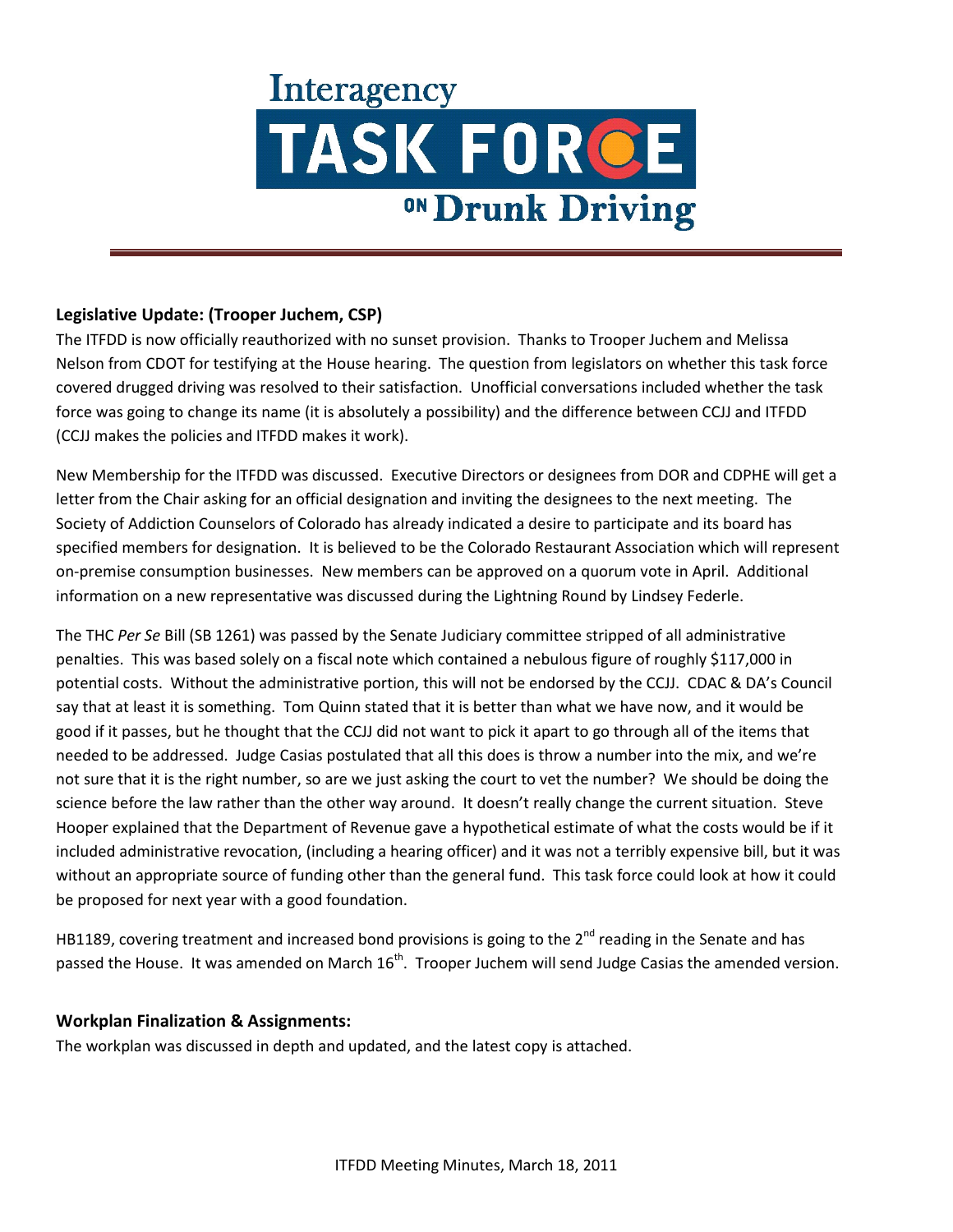### Legislative Update: (Trooper Juchem, CSP)

The ITFDD is now officially reauthorized with no sunset provision. Thanks to Trooper Juchem and Melissa Nelson from CDOT for testifying at the House hearing. The question from legislators on whether this task force covered drugged driving was resolved to their satisfaction. Unofficial conversations included whether the task force was going to change its name (it is absolutely a possibility) and the difference between CCJJ and ITFDD (CCJJ makes the policies and ITFDD makes it work).

New Membership for the ITFDD was discussed. Executive Directors or designees from DOR and CDPHE will get a letter from the Chair asking for an official designation and inviting the designees to the next meeting. The Society of Addiction Counselors of Colorado has already indicated a desire to participate and its board has specified members for designation. It is believed to be the Colorado Restaurant Association which will represent on-premise consumption businesses. New members can be approved on a quorum vote in April. Additional information on a new representative was discussed during the Lightning Round by Lindsey Federle.

The THC *Per Se* Bill (SB 1261) was passed by the Senate Judiciary committee stripped of all administrative penalties. This was based solely on a fiscal note which contained a nebulous figure of roughly $117,000 in potential costs. Without the administrative portion, this will not be endorsed by the CCJJ. CDAC & DA's Council say that at least it is something. Tom Quinn stated that it is better than what we have now, and it would be good if it passes, but he thought that the CCJJ did not want to pick it apart to go through all of the items that needed to be addressed. Judge Casias postulated that all this does is throw a number into the mix, and we're not sure that it is the right number, so are we just asking the court to vet the number? We should be doing the science before the law rather than the other way around. It doesn't really change the current situation. Steve Hooper explained that the Department of Revenue gave a hypothetical estimate of what the costs would be if it included administrative revocation, (including a hearing officer) and it was not a terribly expensive bill, but it was without an appropriate source of funding other than the general fund. This task force could look at how it could be proposed for next year with a good foundation.

HB1189, covering treatment and increased bond provisions is going to the 2nd reading in the Senate and has passed the House. It was amended on March 16th. Trooper Juchem will send Judge Casias the amended version.

### Workplan Finalization & Assignments:

The workplan was discussed in depth and updated, and the latest copy is attached.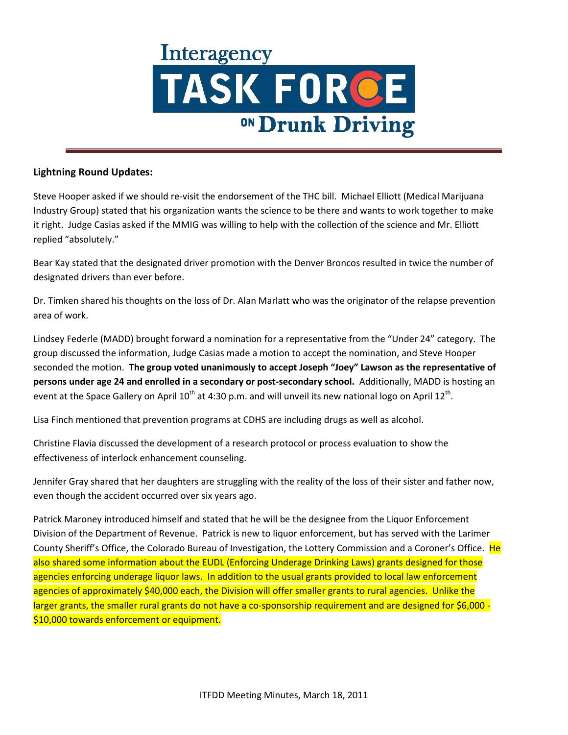**Lightning Round Updates:**

Steve Hooper asked if we should re-visit the endorsement of the THC bill. Michael Elliott (Medical Marijuana Industry Group) stated that his organization wants the science to be there and wants to work together to make it right. Judge Casias asked if the MMIG was willing to help with the collection of the science and Mr. Elliott replied "absolutely."

Bear Kay stated that the designated driver promotion with the Denver Broncos resulted in twice the number of designated drivers than ever before.

Dr. Timken shared his thoughts on the loss of Dr. Alan Marlatt who was the originator of the relapse prevention area of work.

Lindsey Federle (MADD) brought forward a nomination for a representative from the "Under 24" category. The group discussed the information, Judge Casias made a motion to accept the nomination, and Steve Hooper seconded the motion. **The group voted unanimously to accept Joseph "Joey" Lawson as the representative of persons under age 24 and enrolled in a secondary or post-secondary school.** Additionally, MADD is hosting an event at the Space Gallery on April 10th at 4:30 p.m. and will unveil its new national logo on April 12th.

Lisa Finch mentioned that prevention programs at CDHS are including drugs as well as alcohol.

Christine Flavia discussed the development of a research protocol or process evaluation to show the effectiveness of interlock enhancement counseling.

Jennifer Gray shared that her daughters are struggling with the reality of the loss of their sister and father now, even though the accident occurred over six years ago.

Patrick Maroney introduced himself and stated that he will be the designee from the Liquor Enforcement Division of the Department of Revenue. Patrick is new to liquor enforcement, but has served with the Larimer County Sheriff's Office, the Colorado Bureau of Investigation, the Lottery Commission and a Coroner's Office. He also shared some information about the EUDL (Enforcing Underage Drinking Laws) grants designed for those agencies enforcing underage liquor laws. In addition to the usual grants provided to local law enforcement agencies of approximately $40,000 each, the Division will offer smaller grants to rural agencies. Unlike the larger grants, the smaller rural grants do not have a co-sponsorship requirement and are designed for $6,000 - $10,000 towards enforcement or equipment.